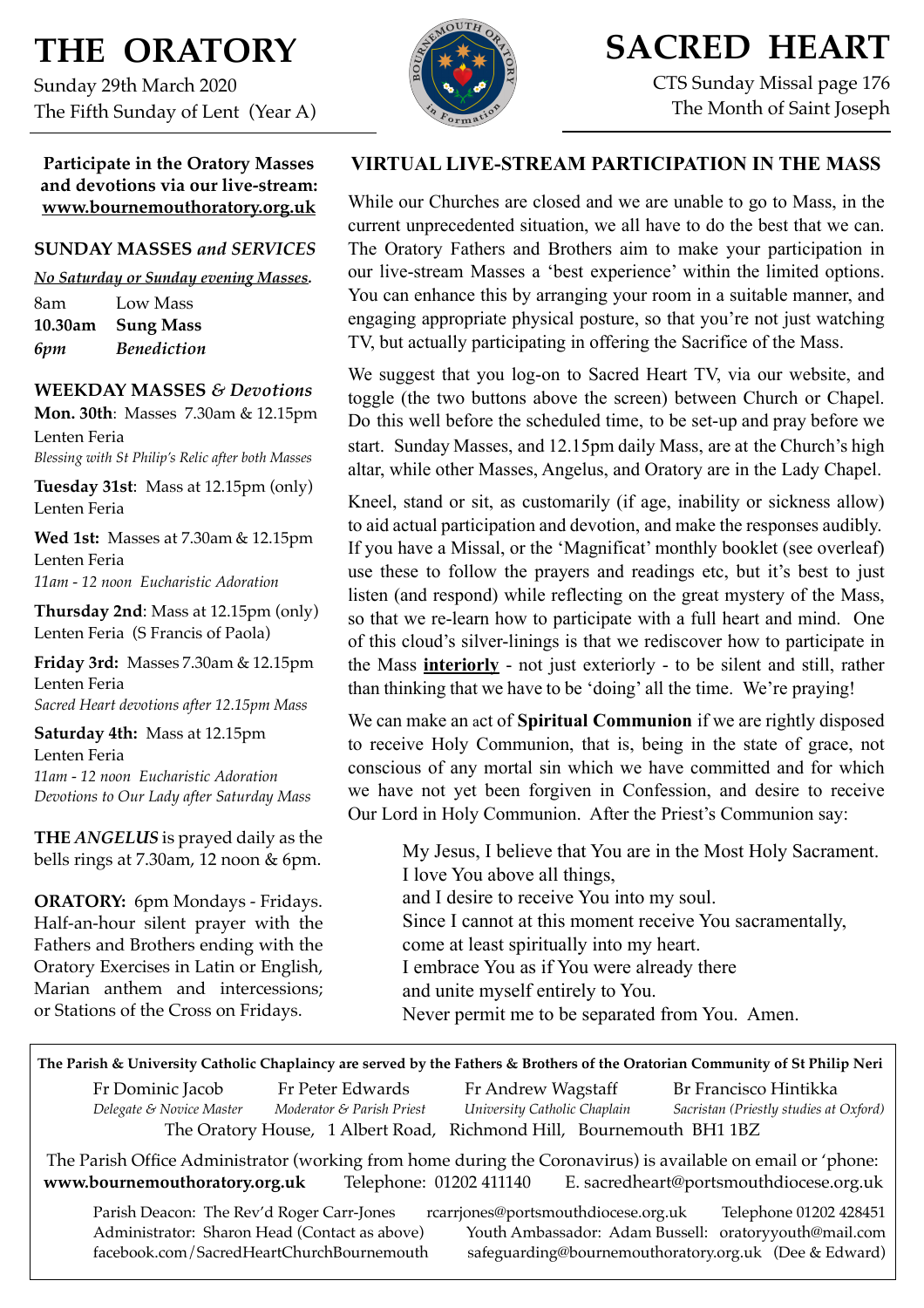# THE ORATORY

Sunday 29th March 2020
The Fifth Sunday of Lent (Year A)

# SACRED HEART

CTS Sunday Missal page 176
The Month of Saint Joseph

**Participate in the Oratory Masses and devotions via our live-stream: www.bournemouthoratory.org.uk**

## SUNDAY MASSES *and SERVICES*

***No Saturday or Sunday evening Masses.***

8am Low Mass
**10.30am Sung Mass**
***6pm Benediction***

## WEEKDAY MASSES *& Devotions*

**Mon. 30th**: Masses 7.30am & 12.15pm
Lenten Feria
*Blessing with St Philip's Relic after both Masses*

**Tuesday 31st**: Mass at 12.15pm (only)
Lenten Feria

**Wed 1st:** Masses at 7.30am & 12.15pm
Lenten Feria
*11am - 12 noon Eucharistic Adoration*

**Thursday 2nd**: Mass at 12.15pm (only)
Lenten Feria (S Francis of Paola)

**Friday 3rd:** Masses 7.30am & 12.15pm
Lenten Feria
*Sacred Heart devotions after 12.15pm Mass*

**Saturday 4th:** Mass at 12.15pm
Lenten Feria
*11am - 12 noon Eucharistic Adoration*
*Devotions to Our Lady after Saturday Mass*

**THE *ANGELUS*** is prayed daily as the bells rings at 7.30am, 12 noon & 6pm.

**ORATORY:** 6pm Mondays - Fridays. Half-an-hour silent prayer with the Fathers and Brothers ending with the Oratory Exercises in Latin or English, Marian anthem and intercessions; or Stations of the Cross on Fridays.

## VIRTUAL LIVE-STREAM PARTICIPATION IN THE MASS

While our Churches are closed and we are unable to go to Mass, in the current unprecedented situation, we all have to do the best that we can. The Oratory Fathers and Brothers aim to make your participation in our live-stream Masses a 'best experience' within the limited options. You can enhance this by arranging your room in a suitable manner, and engaging appropriate physical posture, so that you're not just watching TV, but actually participating in offering the Sacrifice of the Mass.

We suggest that you log-on to Sacred Heart TV, via our website, and toggle (the two buttons above the screen) between Church or Chapel. Do this well before the scheduled time, to be set-up and pray before we start. Sunday Masses, and 12.15pm daily Mass, are at the Church's high altar, while other Masses, Angelus, and Oratory are in the Lady Chapel.

Kneel, stand or sit, as customarily (if age, inability or sickness allow) to aid actual participation and devotion, and make the responses audibly. If you have a Missal, or the 'Magnificat' monthly booklet (see overleaf) use these to follow the prayers and readings etc, but it's best to just listen (and respond) while reflecting on the great mystery of the Mass, so that we re-learn how to participate with a full heart and mind. One of this cloud's silver-linings is that we rediscover how to participate in the Mass **interiorly** - not just exteriorly - to be silent and still, rather than thinking that we have to be 'doing' all the time. We're praying!

We can make an act of **Spiritual Communion** if we are rightly disposed to receive Holy Communion, that is, being in the state of grace, not conscious of any mortal sin which we have committed and for which we have not yet been forgiven in Confession, and desire to receive Our Lord in Holy Communion. After the Priest's Communion say:

> My Jesus, I believe that You are in the Most Holy Sacrament.
> I love You above all things,
> and I desire to receive You into my soul.
> Since I cannot at this moment receive You sacramentally,
> come at least spiritually into my heart.
> I embrace You as if You were already there
> and unite myself entirely to You.
> Never permit me to be separated from You. Amen.

---

**The Parish & University Catholic Chaplaincy are served by the Fathers & Brothers of the Oratorian Community of St Philip Neri**

Fr Dominic Jacob — *Delegate & Novice Master*
Fr Peter Edwards — *Moderator & Parish Priest*
Fr Andrew Wagstaff — *University Catholic Chaplain*
Br Francisco Hintikka — *Sacristan (Priestly studies at Oxford)*

The Oratory House, 1 Albert Road, Richmond Hill, Bournemouth BH1 1BZ

The Parish Office Administrator (working from home during the Coronavirus) is available on email or 'phone:
**www.bournemouthoratory.org.uk** Telephone: 01202 411140 E. sacredheart@portsmouthdiocese.org.uk

Parish Deacon: The Rev'd Roger Carr-Jones rcarrjones@portsmouthdiocese.org.uk Telephone 01202 428451
Administrator: Sharon Head (Contact as above) Youth Ambassador: Adam Bussell: oratoryyouth@mail.com
facebook.com/SacredHeartChurchBournemouth safeguarding@bournemouthoratory.org.uk (Dee & Edward)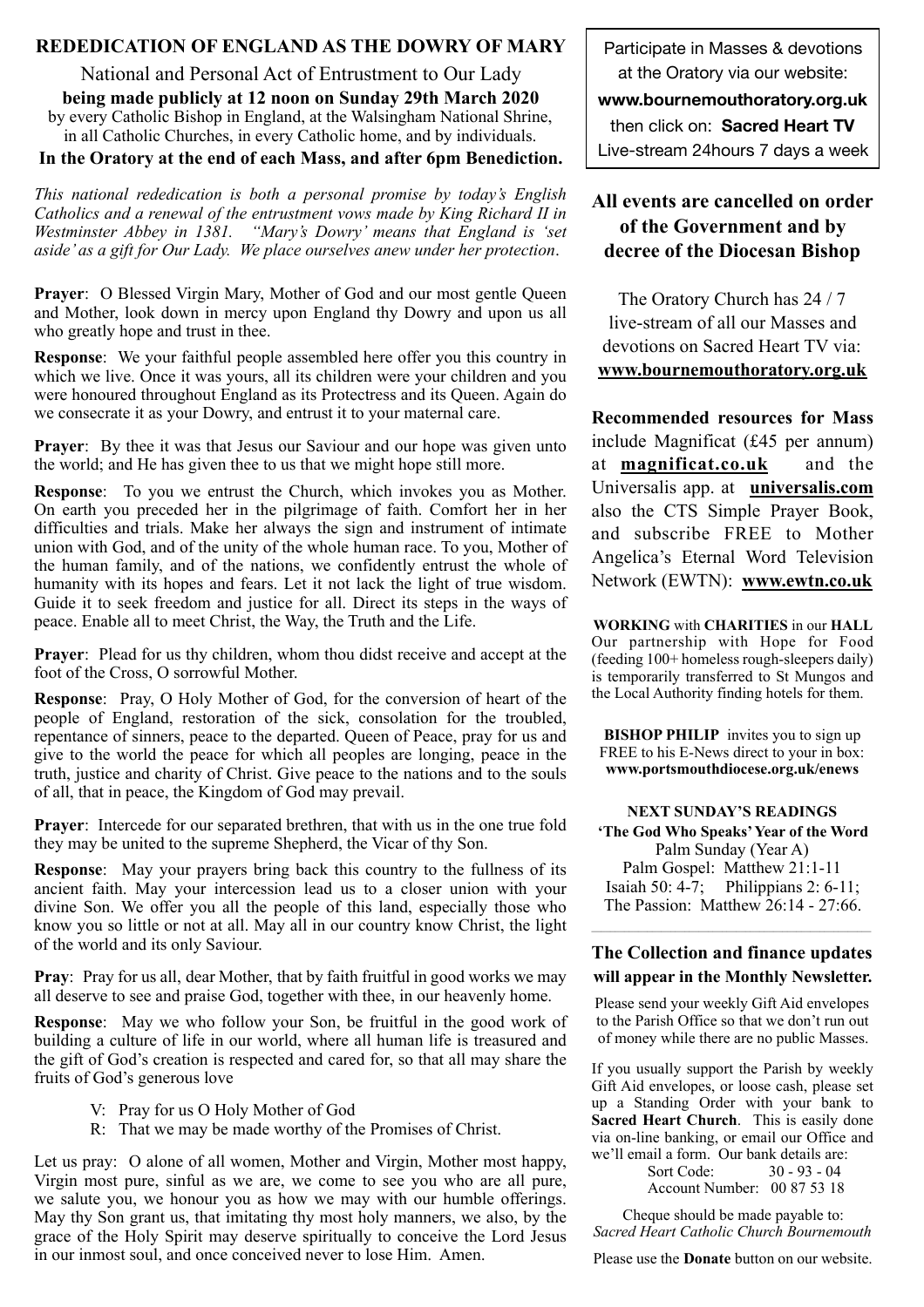## REDEDICATION OF ENGLAND AS THE DOWRY OF MARY

National and Personal Act of Entrustment to Our Lady

**being made publicly at 12 noon on Sunday 29th March 2020**

by every Catholic Bishop in England, at the Walsingham National Shrine, in all Catholic Churches, in every Catholic home, and by individuals.

**In the Oratory at the end of each Mass, and after 6pm Benediction.**

*This national rededication is both a personal promise by today's English Catholics and a renewal of the entrustment vows made by King Richard II in Westminster Abbey in 1381. "Mary's Dowry' means that England is 'set aside' as a gift for Our Lady. We place ourselves anew under her protection.*

**Prayer**: O Blessed Virgin Mary, Mother of God and our most gentle Queen and Mother, look down in mercy upon England thy Dowry and upon us all who greatly hope and trust in thee.

**Response**: We your faithful people assembled here offer you this country in which we live. Once it was yours, all its children were your children and you were honoured throughout England as its Protectress and its Queen. Again do we consecrate it as your Dowry, and entrust it to your maternal care.

**Prayer**: By thee it was that Jesus our Saviour and our hope was given unto the world; and He has given thee to us that we might hope still more.

**Response**: To you we entrust the Church, which invokes you as Mother. On earth you preceded her in the pilgrimage of faith. Comfort her in her difficulties and trials. Make her always the sign and instrument of intimate union with God, and of the unity of the whole human race. To you, Mother of the human family, and of the nations, we confidently entrust the whole of humanity with its hopes and fears. Let it not lack the light of true wisdom. Guide it to seek freedom and justice for all. Direct its steps in the ways of peace. Enable all to meet Christ, the Way, the Truth and the Life.

**Prayer**: Plead for us thy children, whom thou didst receive and accept at the foot of the Cross, O sorrowful Mother.

**Response**: Pray, O Holy Mother of God, for the conversion of heart of the people of England, restoration of the sick, consolation for the troubled, repentance of sinners, peace to the departed. Queen of Peace, pray for us and give to the world the peace for which all peoples are longing, peace in the truth, justice and charity of Christ. Give peace to the nations and to the souls of all, that in peace, the Kingdom of God may prevail.

**Prayer**: Intercede for our separated brethren, that with us in the one true fold they may be united to the supreme Shepherd, the Vicar of thy Son.

**Response**: May your prayers bring back this country to the fullness of its ancient faith. May your intercession lead us to a closer union with your divine Son. We offer you all the people of this land, especially those who know you so little or not at all. May all in our country know Christ, the light of the world and its only Saviour.

**Pray**: Pray for us all, dear Mother, that by faith fruitful in good works we may all deserve to see and praise God, together with thee, in our heavenly home.

**Response**: May we who follow your Son, be fruitful in the good work of building a culture of life in our world, where all human life is treasured and the gift of God's creation is respected and cared for, so that all may share the fruits of God's generous love

V: Pray for us O Holy Mother of God
R: That we may be made worthy of the Promises of Christ.

Let us pray: O alone of all women, Mother and Virgin, Mother most happy, Virgin most pure, sinful as we are, we come to see you who are all pure, we salute you, we honour you as how we may with our humble offerings. May thy Son grant us, that imitating thy most holy manners, we also, by the grace of the Holy Spirit may deserve spiritually to conceive the Lord Jesus in our inmost soul, and once conceived never to lose Him. Amen.

---

Participate in Masses & devotions at the Oratory via our website:
**www.bournemouthoratory.org.uk**
then click on: **Sacred Heart TV**
Live-stream 24hours 7 days a week

### All events are cancelled on order of the Government and by decree of the Diocesan Bishop

The Oratory Church has 24 / 7 live-stream of all our Masses and devotions on Sacred Heart TV via: **www.bournemouthoratory.org.uk**

**Recommended resources for Mass** include Magnificat (£45 per annum) at **magnificat.co.uk** and the Universalis app. at **universalis.com** also the CTS Simple Prayer Book, and subscribe FREE to Mother Angelica's Eternal Word Television Network (EWTN): **www.ewtn.co.uk**

**WORKING** with **CHARITIES** in our **HALL** Our partnership with Hope for Food (feeding 100+ homeless rough-sleepers daily) is temporarily transferred to St Mungos and the Local Authority finding hotels for them.

**BISHOP PHILIP** invites you to sign up FREE to his E-News direct to your in box: **www.portsmouthdiocese.org.uk/enews**

**NEXT SUNDAY'S READINGS**
**'The God Who Speaks' Year of the Word**
Palm Sunday (Year A)
Palm Gospel: Matthew 21:1-11
Isaiah 50: 4-7; Philippians 2: 6-11;
The Passion: Matthew 26:14 - 27:66.

### The Collection and finance updates will appear in the Monthly Newsletter.

Please send your weekly Gift Aid envelopes to the Parish Office so that we don't run out of money while there are no public Masses.

If you usually support the Parish by weekly Gift Aid envelopes, or loose cash, please set up a Standing Order with your bank to **Sacred Heart Church**. This is easily done via on-line banking, or email our Office and we'll email a form. Our bank details are:
Sort Code: 30 - 93 - 04
Account Number: 00 87 53 18

Cheque should be made payable to:
*Sacred Heart Catholic Church Bournemouth*

Please use the **Donate** button on our website.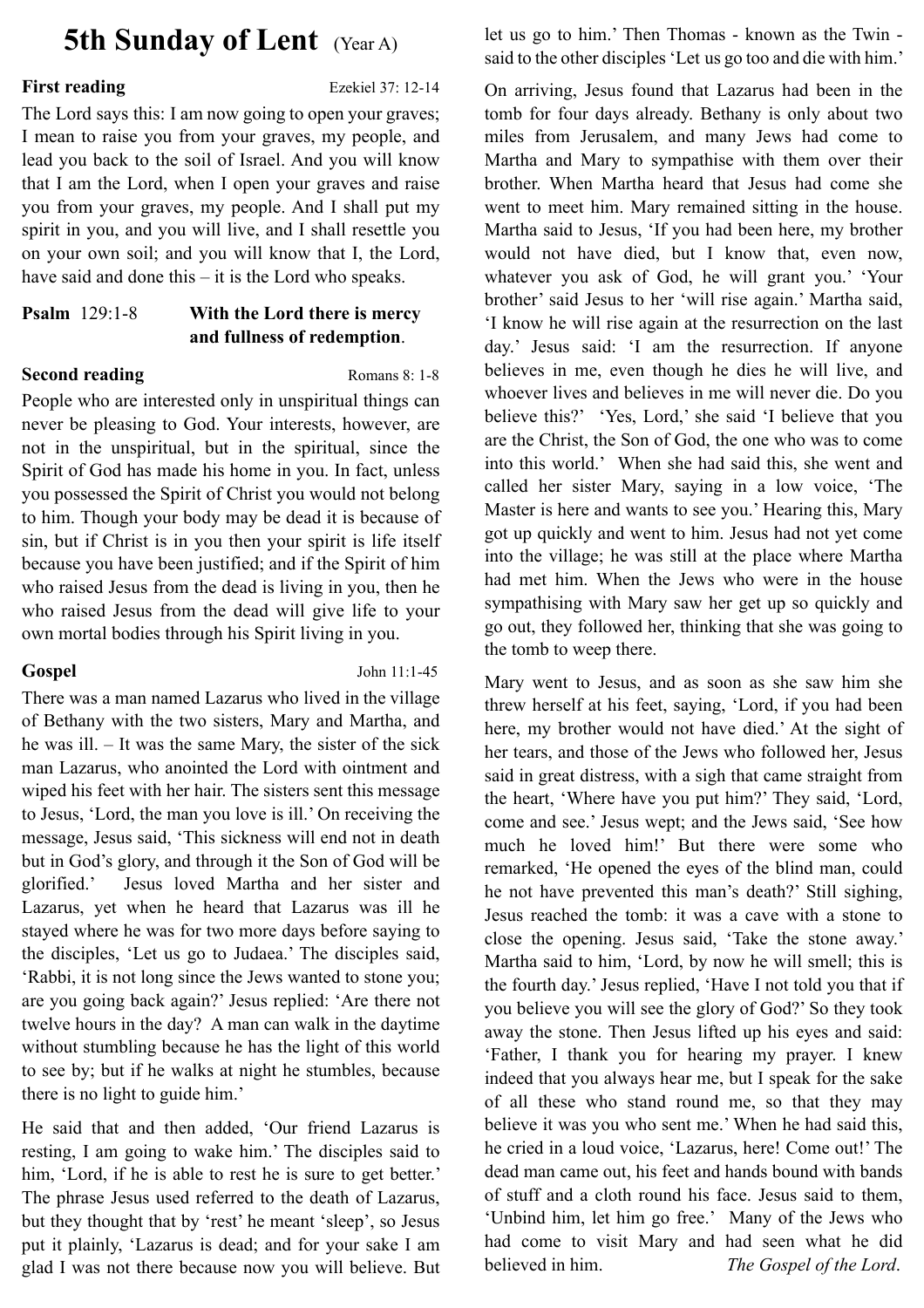# 5th Sunday of Lent (Year A)

**First reading** Ezekiel 37: 12-14

The Lord says this: I am now going to open your graves; I mean to raise you from your graves, my people, and lead you back to the soil of Israel. And you will know that I am the Lord, when I open your graves and raise you from your graves, my people. And I shall put my spirit in you, and you will live, and I shall resettle you on your own soil; and you will know that I, the Lord, have said and done this – it is the Lord who speaks.

**Psalm** 129:1-8 **With the Lord there is mercy and fullness of redemption**.

**Second reading** Romans 8: 1-8

People who are interested only in unspiritual things can never be pleasing to God. Your interests, however, are not in the unspiritual, but in the spiritual, since the Spirit of God has made his home in you. In fact, unless you possessed the Spirit of Christ you would not belong to him. Though your body may be dead it is because of sin, but if Christ is in you then your spirit is life itself because you have been justified; and if the Spirit of him who raised Jesus from the dead is living in you, then he who raised Jesus from the dead will give life to your own mortal bodies through his Spirit living in you.

**Gospel** John 11:1-45

There was a man named Lazarus who lived in the village of Bethany with the two sisters, Mary and Martha, and he was ill. – It was the same Mary, the sister of the sick man Lazarus, who anointed the Lord with ointment and wiped his feet with her hair. The sisters sent this message to Jesus, 'Lord, the man you love is ill.' On receiving the message, Jesus said, 'This sickness will end not in death but in God's glory, and through it the Son of God will be glorified.' Jesus loved Martha and her sister and Lazarus, yet when he heard that Lazarus was ill he stayed where he was for two more days before saying to the disciples, 'Let us go to Judaea.' The disciples said, 'Rabbi, it is not long since the Jews wanted to stone you; are you going back again?' Jesus replied: 'Are there not twelve hours in the day? A man can walk in the daytime without stumbling because he has the light of this world to see by; but if he walks at night he stumbles, because there is no light to guide him.'

He said that and then added, 'Our friend Lazarus is resting, I am going to wake him.' The disciples said to him, 'Lord, if he is able to rest he is sure to get better.' The phrase Jesus used referred to the death of Lazarus, but they thought that by 'rest' he meant 'sleep', so Jesus put it plainly, 'Lazarus is dead; and for your sake I am glad I was not there because now you will believe. But let us go to him.' Then Thomas - known as the Twin - said to the other disciples 'Let us go too and die with him.'

On arriving, Jesus found that Lazarus had been in the tomb for four days already. Bethany is only about two miles from Jerusalem, and many Jews had come to Martha and Mary to sympathise with them over their brother. When Martha heard that Jesus had come she went to meet him. Mary remained sitting in the house. Martha said to Jesus, 'If you had been here, my brother would not have died, but I know that, even now, whatever you ask of God, he will grant you.' 'Your brother' said Jesus to her 'will rise again.' Martha said, 'I know he will rise again at the resurrection on the last day.' Jesus said: 'I am the resurrection. If anyone believes in me, even though he dies he will live, and whoever lives and believes in me will never die. Do you believe this?' 'Yes, Lord,' she said 'I believe that you are the Christ, the Son of God, the one who was to come into this world.' When she had said this, she went and called her sister Mary, saying in a low voice, 'The Master is here and wants to see you.' Hearing this, Mary got up quickly and went to him. Jesus had not yet come into the village; he was still at the place where Martha had met him. When the Jews who were in the house sympathising with Mary saw her get up so quickly and go out, they followed her, thinking that she was going to the tomb to weep there.

Mary went to Jesus, and as soon as she saw him she threw herself at his feet, saying, 'Lord, if you had been here, my brother would not have died.' At the sight of her tears, and those of the Jews who followed her, Jesus said in great distress, with a sigh that came straight from the heart, 'Where have you put him?' They said, 'Lord, come and see.' Jesus wept; and the Jews said, 'See how much he loved him!' But there were some who remarked, 'He opened the eyes of the blind man, could he not have prevented this man's death?' Still sighing, Jesus reached the tomb: it was a cave with a stone to close the opening. Jesus said, 'Take the stone away.' Martha said to him, 'Lord, by now he will smell; this is the fourth day.' Jesus replied, 'Have I not told you that if you believe you will see the glory of God?' So they took away the stone. Then Jesus lifted up his eyes and said: 'Father, I thank you for hearing my prayer. I knew indeed that you always hear me, but I speak for the sake of all these who stand round me, so that they may believe it was you who sent me.' When he had said this, he cried in a loud voice, 'Lazarus, here! Come out!' The dead man came out, his feet and hands bound with bands of stuff and a cloth round his face. Jesus said to them, 'Unbind him, let him go free.' Many of the Jews who had come to visit Mary and had seen what he did believed in him. *The Gospel of the Lord*.